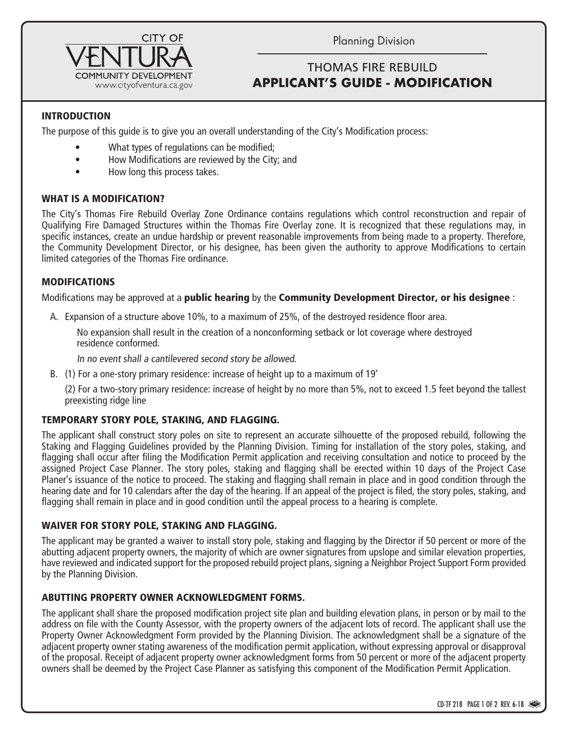CITY OF VENTURA COMMUNITY DEVELOPMENT
www.cityofventura.ca.gov

Planning Division

# THOMAS FIRE REBUILD
# APPLICANT'S GUIDE - MODIFICATION

## INTRODUCTION

The purpose of this guide is to give you an overall understanding of the City's Modification process:

- What types of regulations can be modified;
- How Modifications are reviewed by the City; and
- How long this process takes.

## WHAT IS A MODIFICATION?

The City's Thomas Fire Rebuild Overlay Zone Ordinance contains regulations which control reconstruction and repair of Qualifying Fire Damaged Structures within the Thomas Fire Overlay zone. It is recognized that these regulations may, in specific instances, create an undue hardship or prevent reasonable improvements from being made to a property. Therefore, the Community Development Director, or his designee, has been given the authority to approve Modifications to certain limited categories of the Thomas Fire ordinance.

## MODIFICATIONS

Modifications may be approved at a **public hearing** by the **Community Development Director, or his designee** :

A. Expansion of a structure above 10%, to a maximum of 25%, of the destroyed residence floor area.

   No expansion shall result in the creation of a nonconforming setback or lot coverage where destroyed residence conformed.

   *In no event shall a cantilevered second story be allowed.*

B. (1) For a one-story primary residence: increase of height up to a maximum of 19'

   (2) For a two-story primary residence: increase of height by no more than 5%, not to exceed 1.5 feet beyond the tallest preexisting ridge line

## TEMPORARY STORY POLE, STAKING, AND FLAGGING.

The applicant shall construct story poles on site to represent an accurate silhouette of the proposed rebuild, following the Staking and Flagging Guidelines provided by the Planning Division. Timing for installation of the story poles, staking, and flagging shall occur after filing the Modification Permit application and receiving consultation and notice to proceed by the assigned Project Case Planner. The story poles, staking and flagging shall be erected within 10 days of the Project Case Planer's issuance of the notice to proceed. The staking and flagging shall remain in place and in good condition through the hearing date and for 10 calendars after the day of the hearing. If an appeal of the project is filed, the story poles, staking, and flagging shall remain in place and in good condition until the appeal process to a hearing is complete.

## WAIVER FOR STORY POLE, STAKING AND FLAGGING.

The applicant may be granted a waiver to install story pole, staking and flagging by the Director if 50 percent or more of the abutting adjacent property owners, the majority of which are owner signatures from upslope and similar elevation properties, have reviewed and indicated support for the proposed rebuild project plans, signing a Neighbor Project Support Form provided by the Planning Division.

## ABUTTING PROPERTY OWNER ACKNOWLEDGMENT FORMS.

The applicant shall share the proposed modification project site plan and building elevation plans, in person or by mail to the address on file with the County Assessor, with the property owners of the adjacent lots of record. The applicant shall use the Property Owner Acknowledgment Form provided by the Planning Division. The acknowledgment shall be a signature of the adjacent property owner stating awareness of the modification permit application, without expressing approval or disapproval of the proposal. Receipt of adjacent property owner acknowledgment forms from 50 percent or more of the adjacent property owners shall be deemed by the Project Case Planner as satisfying this component of the Modification Permit Application.

CD-TF 218 REV. 6-18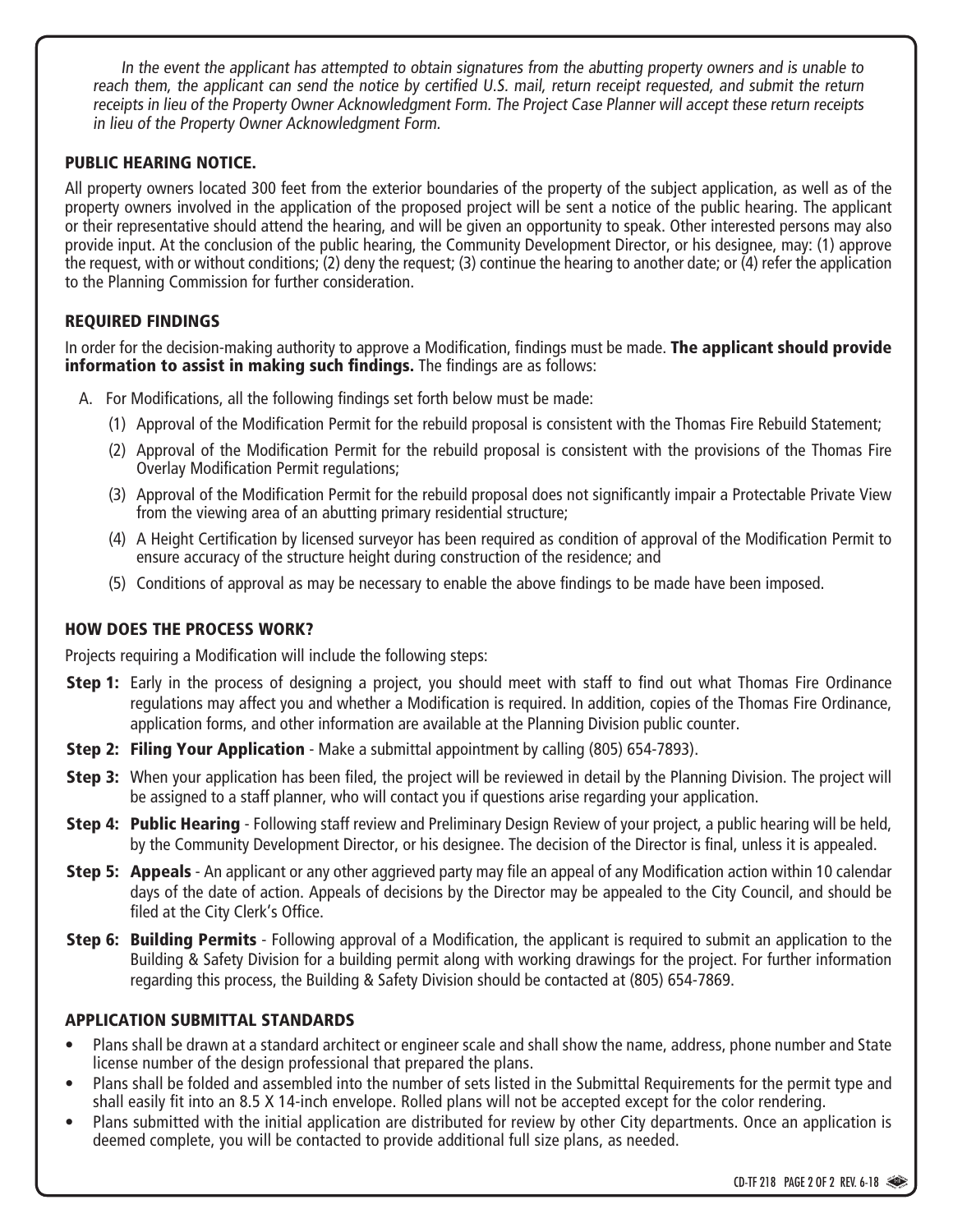*In the event the applicant has attempted to obtain signatures from the abutting property owners and is unable to reach them, the applicant can send the notice by certified U.S. mail, return receipt requested, and submit the return receipts in lieu of the Property Owner Acknowledgment Form. The Project Case Planner will accept these return receipts in lieu of the Property Owner Acknowledgment Form.*

## PUBLIC HEARING NOTICE.

All property owners located 300 feet from the exterior boundaries of the property of the subject application, as well as of the property owners involved in the application of the proposed project will be sent a notice of the public hearing. The applicant or their representative should attend the hearing, and will be given an opportunity to speak. Other interested persons may also provide input. At the conclusion of the public hearing, the Community Development Director, or his designee, may: (1) approve the request, with or without conditions; (2) deny the request; (3) continue the hearing to another date; or (4) refer the application to the Planning Commission for further consideration.

## REQUIRED FINDINGS

In order for the decision-making authority to approve a Modification, findings must be made. **The applicant should provide information to assist in making such findings.** The findings are as follows:

A. For Modifications, all the following findings set forth below must be made:

(1) Approval of the Modification Permit for the rebuild proposal is consistent with the Thomas Fire Rebuild Statement;

(2) Approval of the Modification Permit for the rebuild proposal is consistent with the provisions of the Thomas Fire Overlay Modification Permit regulations;

(3) Approval of the Modification Permit for the rebuild proposal does not significantly impair a Protectable Private View from the viewing area of an abutting primary residential structure;

(4) A Height Certification by licensed surveyor has been required as condition of approval of the Modification Permit to ensure accuracy of the structure height during construction of the residence; and

(5) Conditions of approval as may be necessary to enable the above findings to be made have been imposed.

## HOW DOES THE PROCESS WORK?

Projects requiring a Modification will include the following steps:

**Step 1:** Early in the process of designing a project, you should meet with staff to find out what Thomas Fire Ordinance regulations may affect you and whether a Modification is required. In addition, copies of the Thomas Fire Ordinance, application forms, and other information are available at the Planning Division public counter.

**Step 2: Filing Your Application** - Make a submittal appointment by calling (805) 654-7893).

**Step 3:** When your application has been filed, the project will be reviewed in detail by the Planning Division. The project will be assigned to a staff planner, who will contact you if questions arise regarding your application.

**Step 4: Public Hearing** - Following staff review and Preliminary Design Review of your project, a public hearing will be held, by the Community Development Director, or his designee. The decision of the Director is final, unless it is appealed.

**Step 5: Appeals** - An applicant or any other aggrieved party may file an appeal of any Modification action within 10 calendar days of the date of action. Appeals of decisions by the Director may be appealed to the City Council, and should be filed at the City Clerk's Office.

**Step 6: Building Permits** - Following approval of a Modification, the applicant is required to submit an application to the Building & Safety Division for a building permit along with working drawings for the project. For further information regarding this process, the Building & Safety Division should be contacted at (805) 654-7869.

## APPLICATION SUBMITTAL STANDARDS

- Plans shall be drawn at a standard architect or engineer scale and shall show the name, address, phone number and State license number of the design professional that prepared the plans.
- Plans shall be folded and assembled into the number of sets listed in the Submittal Requirements for the permit type and shall easily fit into an 8.5 X 14-inch envelope. Rolled plans will not be accepted except for the color rendering.
- Plans submitted with the initial application are distributed for review by other City departments. Once an application is deemed complete, you will be contacted to provide additional full size plans, as needed.